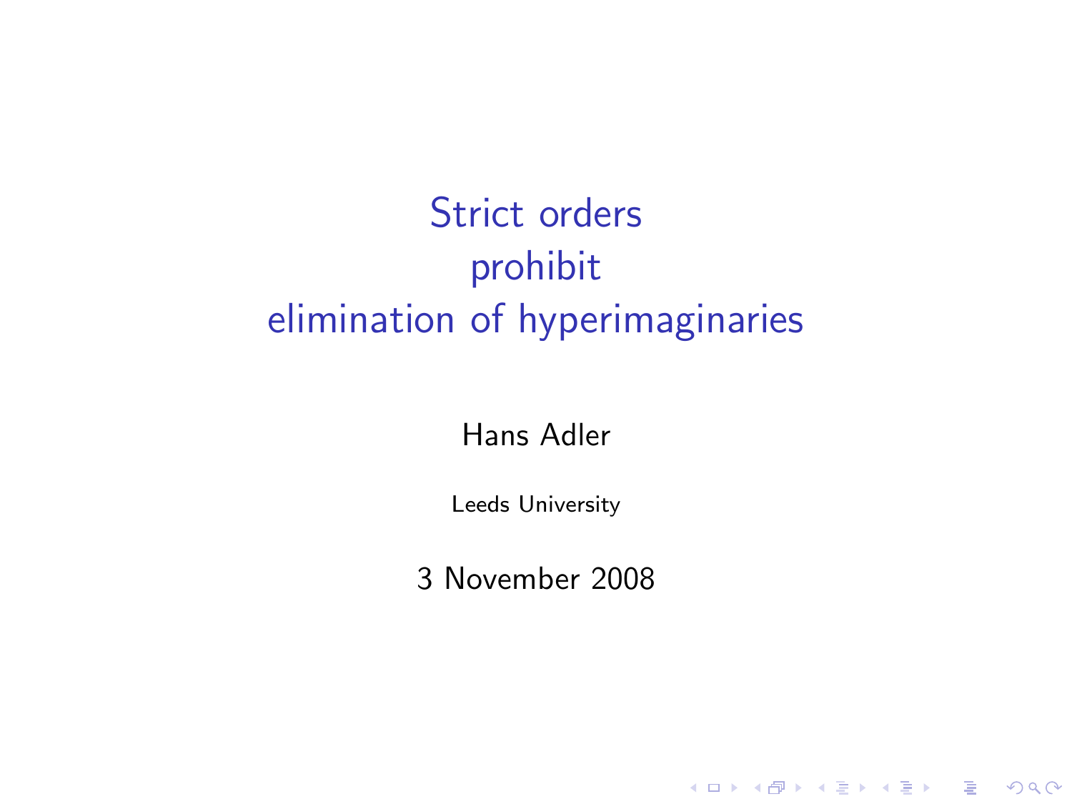# Strict orders prohibit elimination of hyperimaginaries

Hans Adler

Leeds University

3 November 2008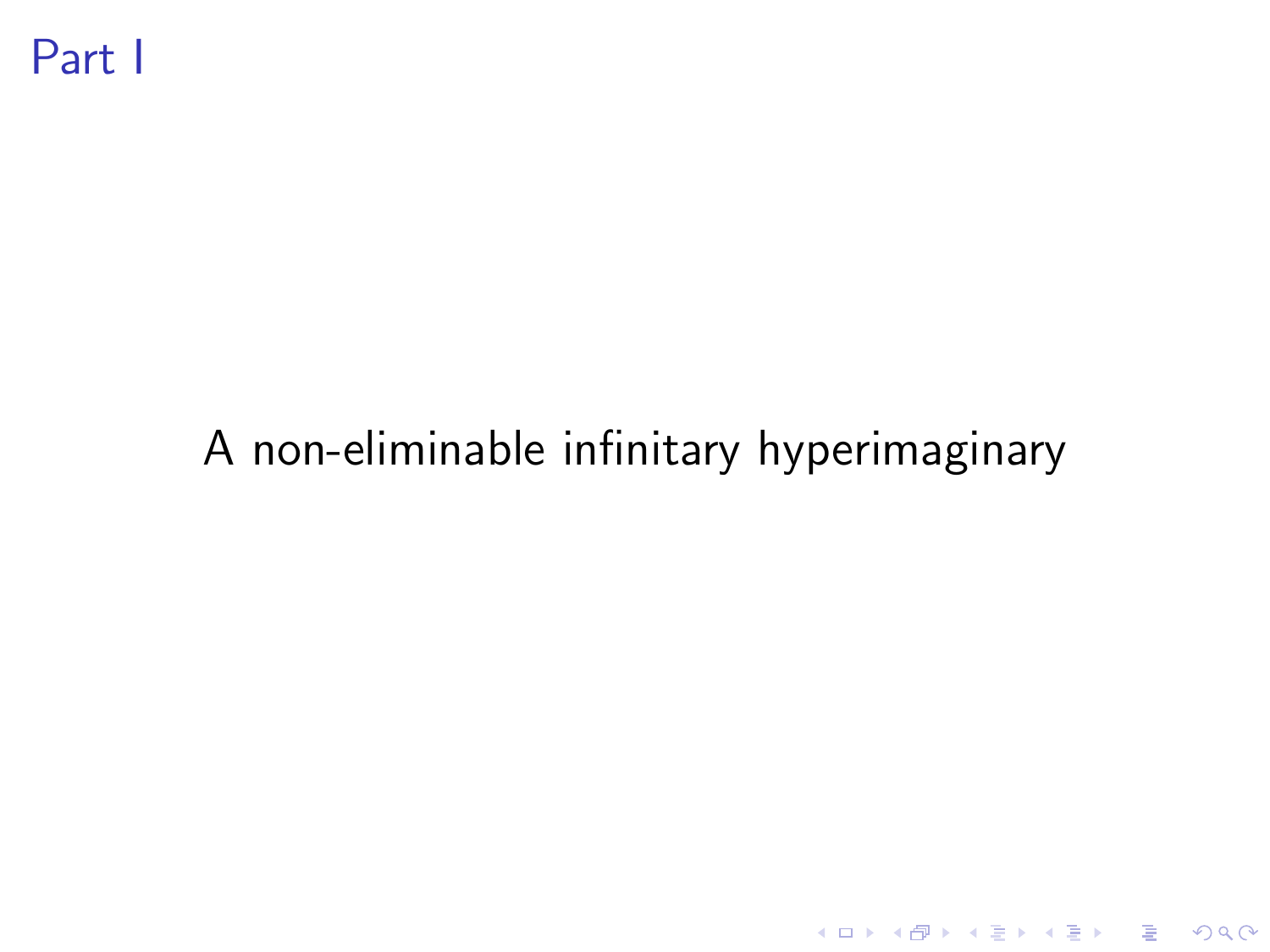# Part I

A non-eliminable infinitary hyperimaginary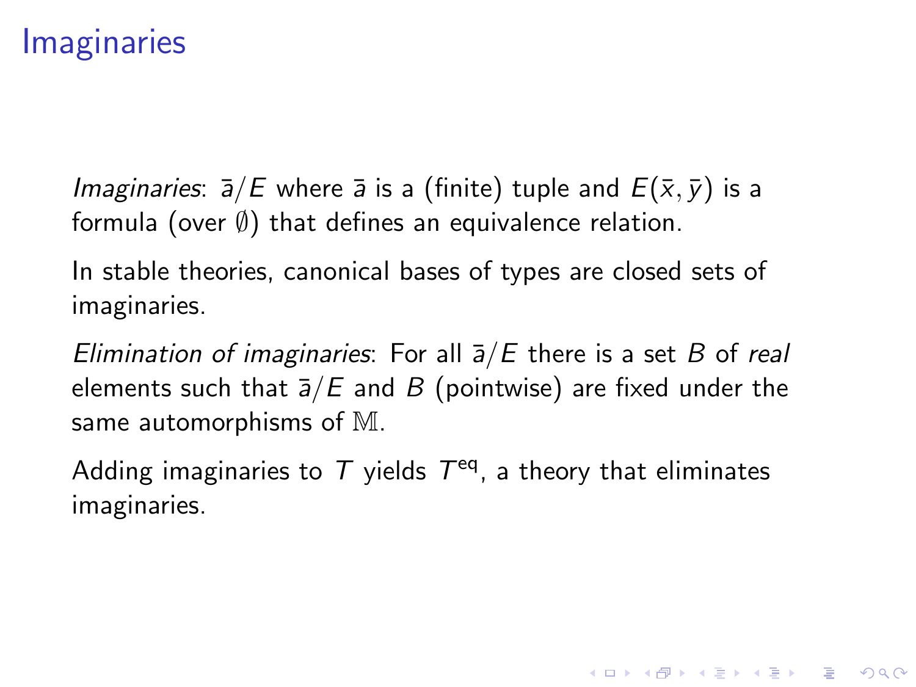# Imaginaries

*Imaginaries*: $\bar{a}/E$ where $\bar{a}$ is a (finite) tuple and $E(\bar{x}, \bar{y})$ is a formula (over $\emptyset$) that defines an equivalence relation.

In stable theories, canonical bases of types are closed sets of imaginaries.

*Elimination of imaginaries*: For all $\bar{a}/E$ there is a set $B$ of *real* elements such that $\bar{a}/E$ and $B$ (pointwise) are fixed under the same automorphisms of $\mathbb{M}$.

Adding imaginaries to $T$ yields $T^{\text{eq}}$, a theory that eliminates imaginaries.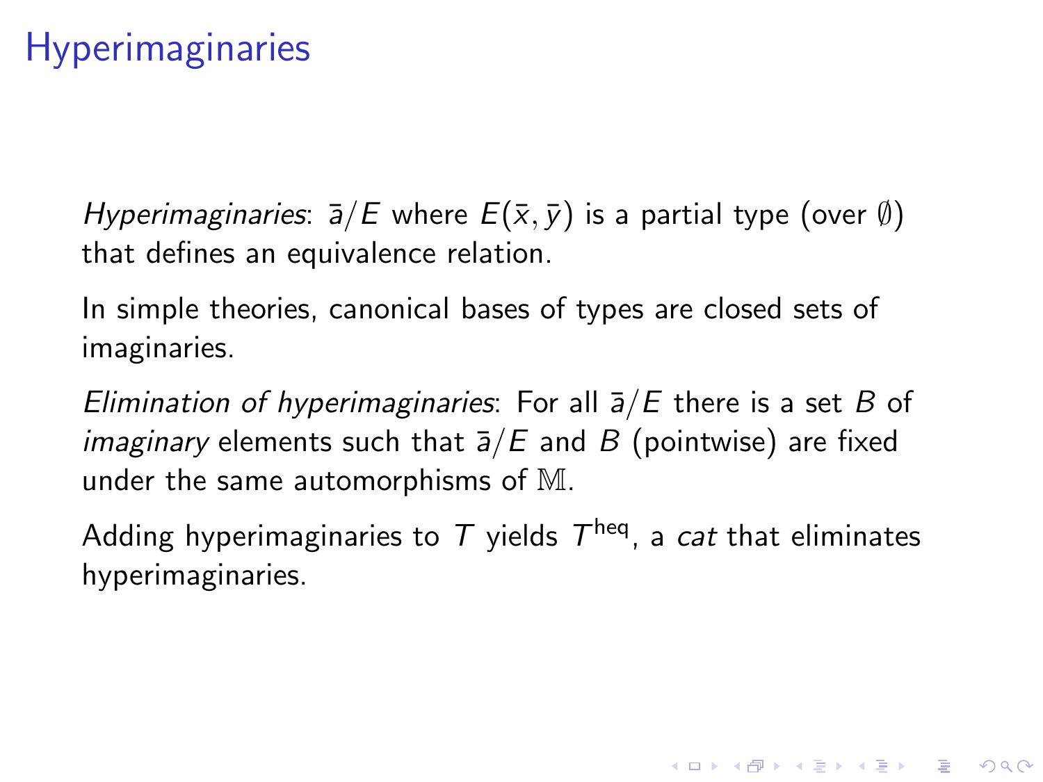# Hyperimaginaries

*Hyperimaginaries*: $\bar{a}/E$ where $E(\bar{x}, \bar{y})$ is a partial type (over $\emptyset$) that defines an equivalence relation.

In simple theories, canonical bases of types are closed sets of imaginaries.

*Elimination of hyperimaginaries*: For all $\bar{a}/E$ there is a set $B$ of *imaginary* elements such that $\bar{a}/E$ and $B$ (pointwise) are fixed under the same automorphisms of $\mathbb{M}$.

Adding hyperimaginaries to $T$ yields $T^{\text{heq}}$, a *cat* that eliminates hyperimaginaries.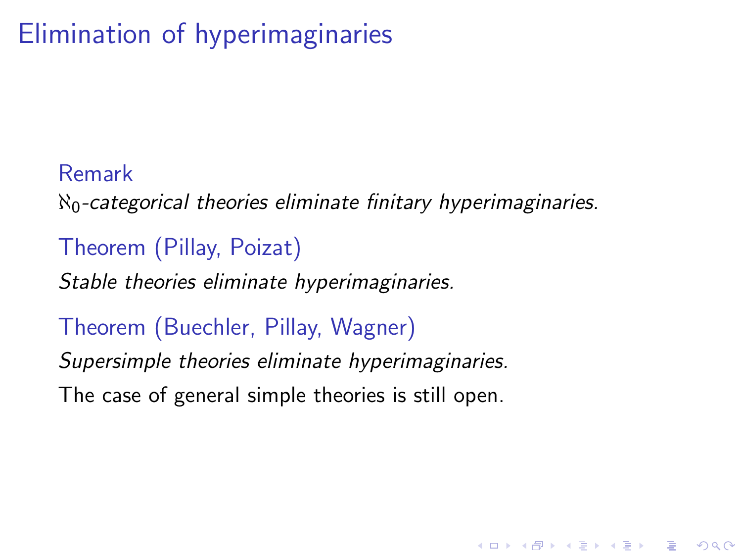# Elimination of hyperimaginaries

**Remark**

*$\aleph_0$-categorical theories eliminate finitary hyperimaginaries.*

**Theorem (Pillay, Poizat)**

*Stable theories eliminate hyperimaginaries.*

**Theorem (Buechler, Pillay, Wagner)**

*Supersimple theories eliminate hyperimaginaries.*

The case of general simple theories is still open.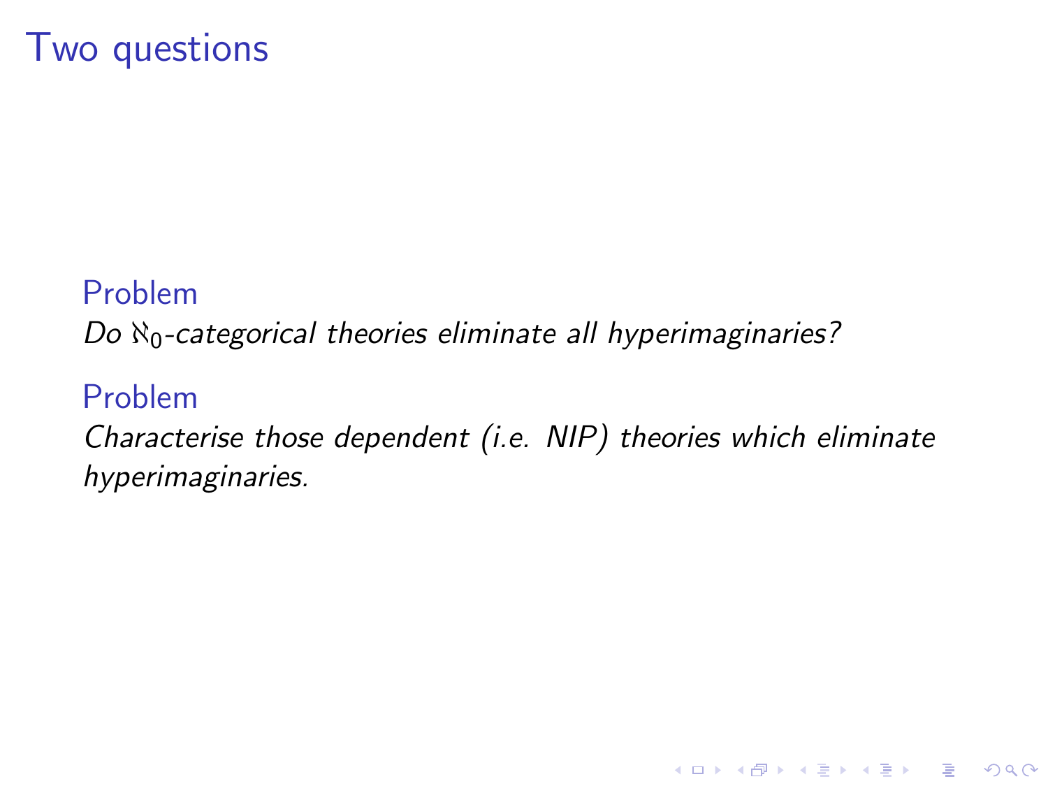# Two questions

**Problem**

*Do $\aleph_0$-categorical theories eliminate all hyperimaginaries?*

**Problem**

*Characterise those dependent (i.e. NIP) theories which eliminate hyperimaginaries.*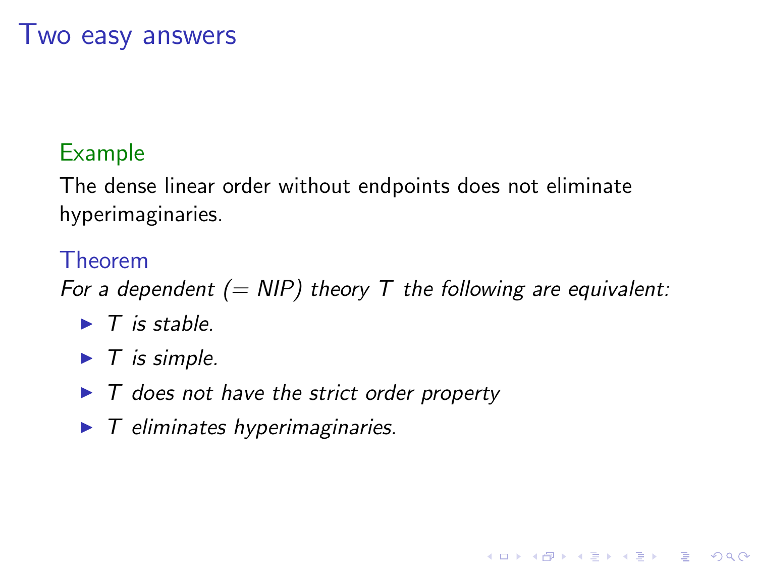# Two easy answers

**Example**

The dense linear order without endpoints does not eliminate hyperimaginaries.

**Theorem**

*For a dependent (= NIP) theory $T$ the following are equivalent:*

- *$T$ is stable.*
- *$T$ is simple.*
- *$T$ does not have the strict order property*
- *$T$ eliminates hyperimaginaries.*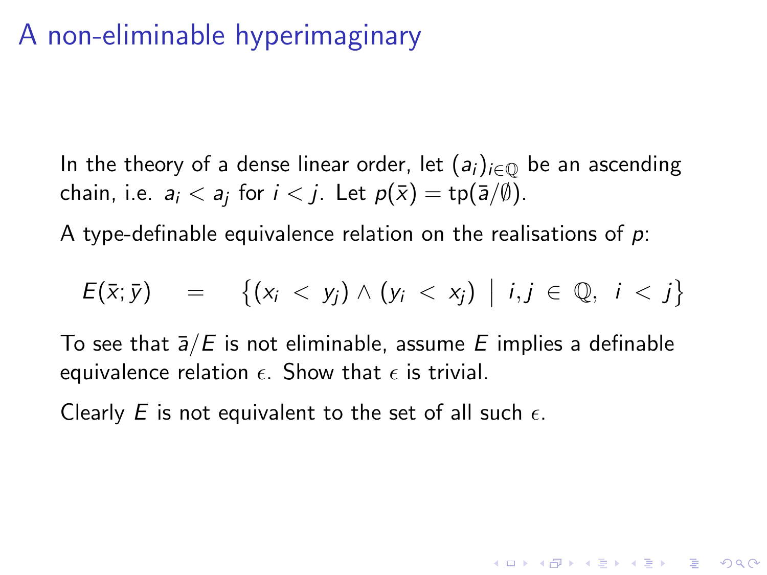# A non-eliminable hyperimaginary

In the theory of a dense linear order, let $(a_i)_{i \in \mathbb{Q}}$ be an ascending chain, i.e. $a_i < a_j$ for $i < j$. Let $p(\bar{x}) = \mathrm{tp}(\bar{a}/\emptyset)$.

A type-definable equivalence relation on the realisations of $p$:

$$E(\bar{x}; \bar{y}) \quad = \quad \left\{ (x_i < y_j) \wedge (y_i < x_j) \;\middle|\; i, j \in \mathbb{Q},\; i < j \right\}$$

To see that $\bar{a}/E$ is not eliminable, assume $E$ implies a definable equivalence relation $\epsilon$. Show that $\epsilon$ is trivial.

Clearly $E$ is not equivalent to the set of all such $\epsilon$.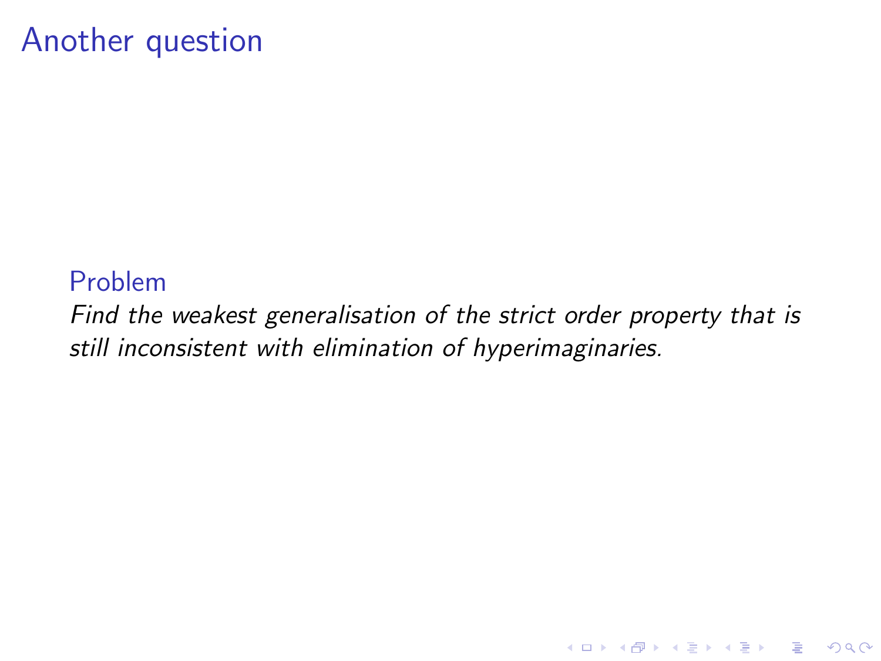# Another question

**Problem**

*Find the weakest generalisation of the strict order property that is still inconsistent with elimination of hyperimaginaries.*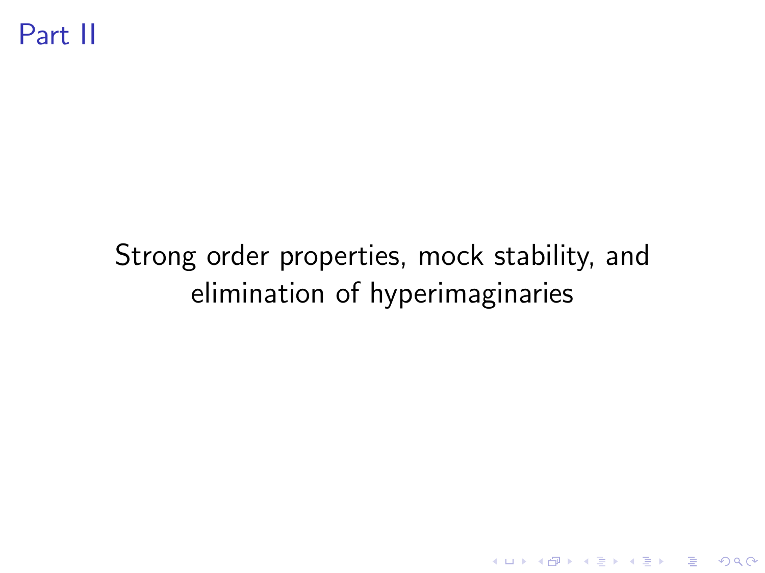# Part II

Strong order properties, mock stability, and elimination of hyperimaginaries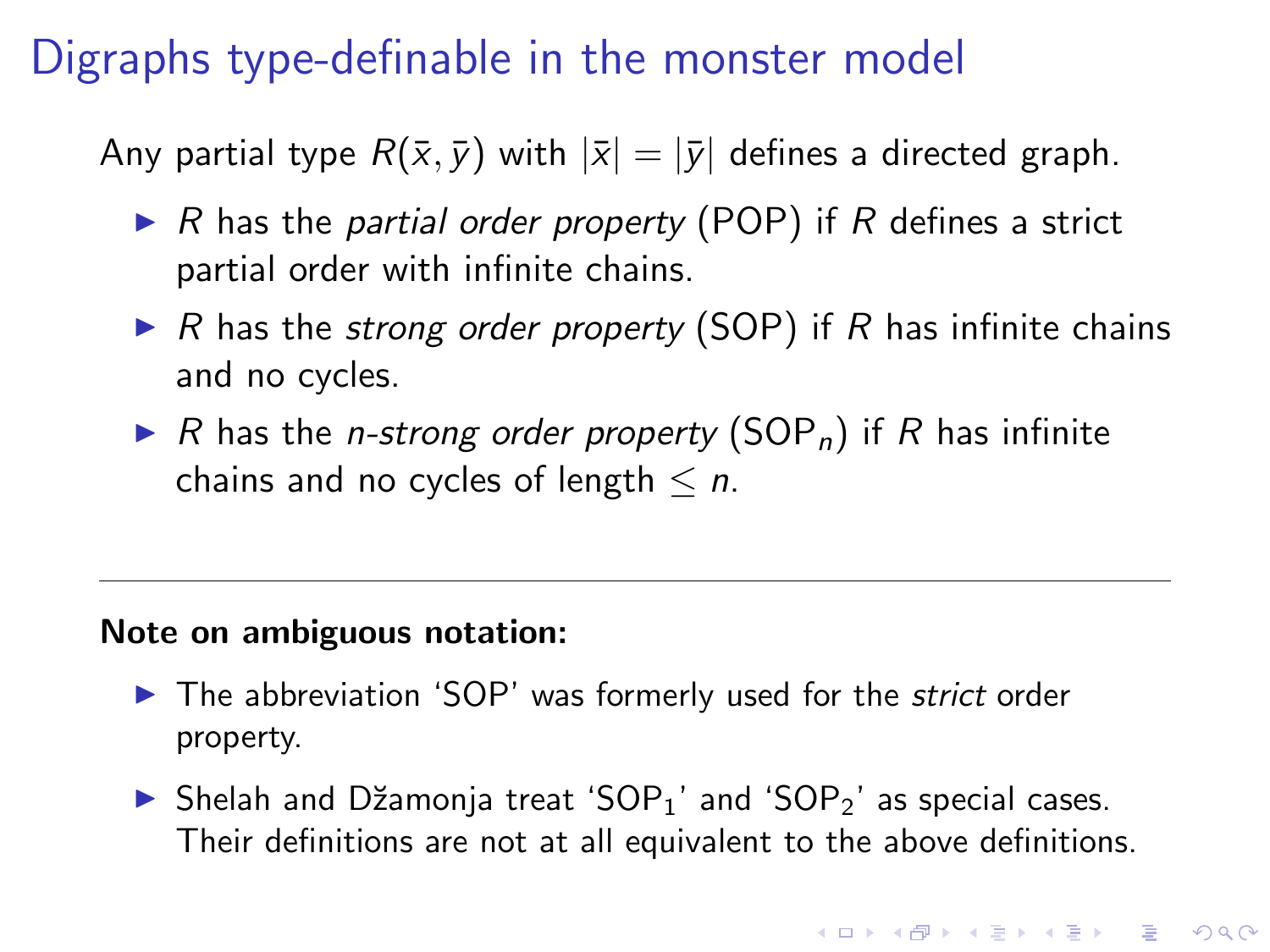# Digraphs type-definable in the monster model

Any partial type $R(\bar{x}, \bar{y})$ with $|\bar{x}| = |\bar{y}|$ defines a directed graph.

- $R$ has the *partial order property* (POP) if $R$ defines a strict partial order with infinite chains.
- $R$ has the *strong order property* (SOP) if $R$ has infinite chains and no cycles.
- $R$ has the *n-strong order property* ($\mathrm{SOP}_n$) if $R$ has infinite chains and no cycles of length $\leq n$.

---

**Note on ambiguous notation:**

- The abbreviation 'SOP' was formerly used for the *strict* order property.
- Shelah and Džamonja treat '$\mathrm{SOP}_1$' and '$\mathrm{SOP}_2$' as special cases. Their definitions are not at all equivalent to the above definitions.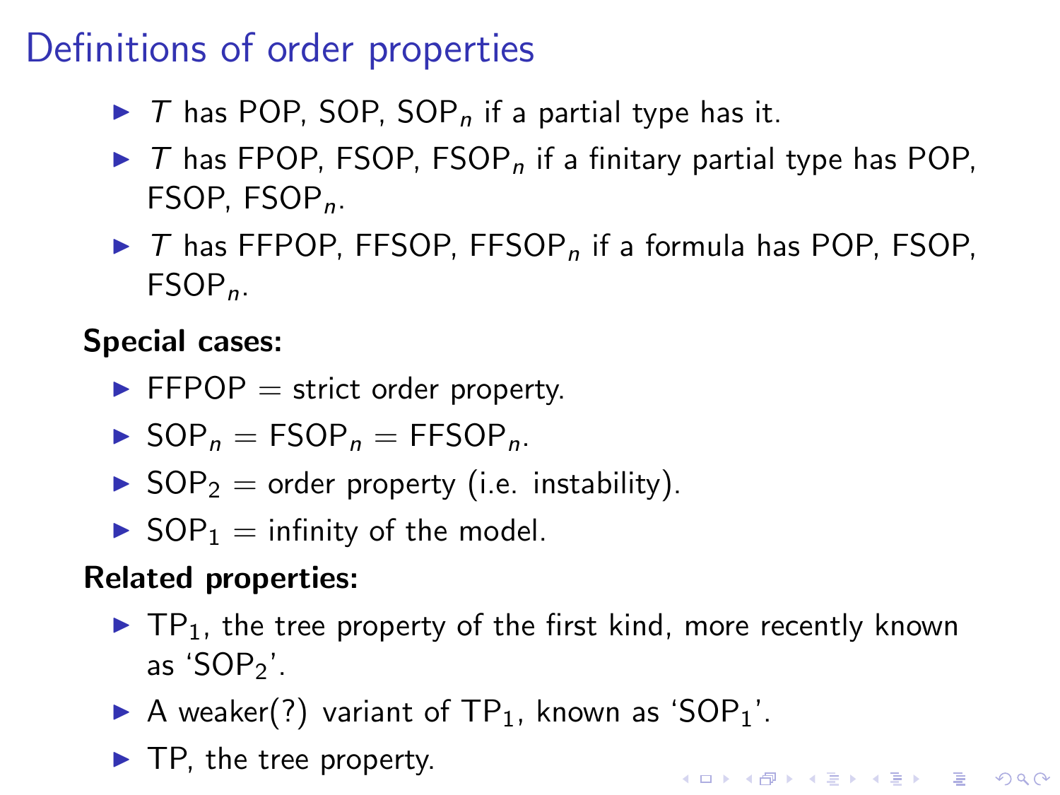# Definitions of order properties

- $T$ has POP, SOP, $\text{SOP}_n$ if a partial type has it.
- $T$ has FPOP, FSOP, $\text{FSOP}_n$ if a finitary partial type has POP, FSOP, $\text{FSOP}_n$.
- $T$ has FFPOP, FFSOP, $\text{FFSOP}_n$ if a formula has POP, FSOP, $\text{FSOP}_n$.

**Special cases:**

- FFPOP = strict order property.
- $\text{SOP}_n = \text{FSOP}_n = \text{FFSOP}_n$.
- $\text{SOP}_2$ = order property (i.e. instability).
- $\text{SOP}_1$ = infinity of the model.

**Related properties:**

- $\text{TP}_1$, the tree property of the first kind, more recently known as '$\text{SOP}_2$'.
- A weaker(?) variant of $\text{TP}_1$, known as '$\text{SOP}_1$'.
- TP, the tree property.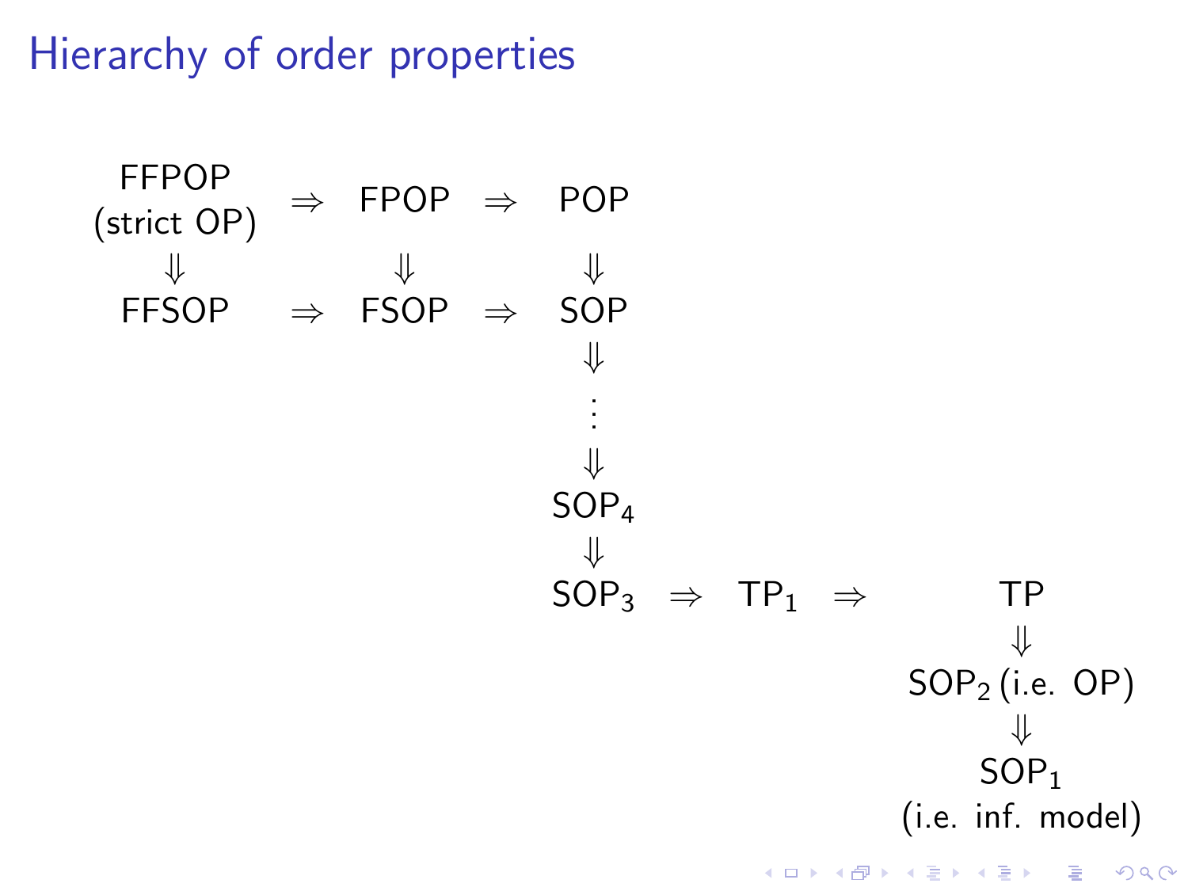# Hierarchy of order properties

$$
\begin{array}{ccccccccc}
\begin{array}{c}\text{FFPOP}\\ \text{(strict OP)}\end{array} & \Rightarrow & \text{FPOP} & \Rightarrow & \text{POP} & & & & \\
\Downarrow & & \Downarrow & & \Downarrow & & & & \\
\text{FFSOP} & \Rightarrow & \text{FSOP} & \Rightarrow & \text{SOP} & & & & \\
 & & & & \Downarrow & & & & \\
 & & & & \vdots & & & & \\
 & & & & \Downarrow & & & & \\
 & & & & \text{SOP}_4 & & & & \\
 & & & & \Downarrow & & & & \\
 & & & & \text{SOP}_3 & \Rightarrow & \text{TP}_1 & \Rightarrow & \text{TP} \\
 & & & & & & & & \Downarrow \\
 & & & & & & & & \text{SOP}_2 \text{ (i.e. OP)} \\
 & & & & & & & & \Downarrow \\
 & & & & & & & & \begin{array}{c}\text{SOP}_1\\ \text{(i.e. inf. model)}\end{array}
\end{array}
$$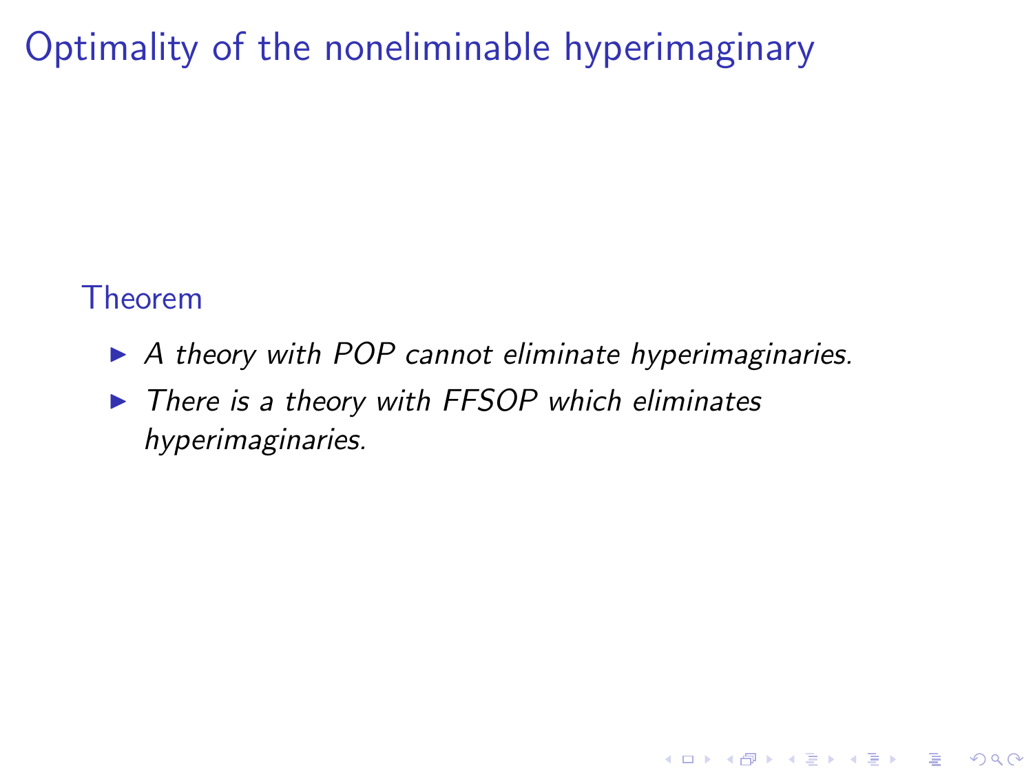# Optimality of the noneliminable hyperimaginary

**Theorem**

- *A theory with POP cannot eliminate hyperimaginaries.*
- *There is a theory with FFSOP which eliminates hyperimaginaries.*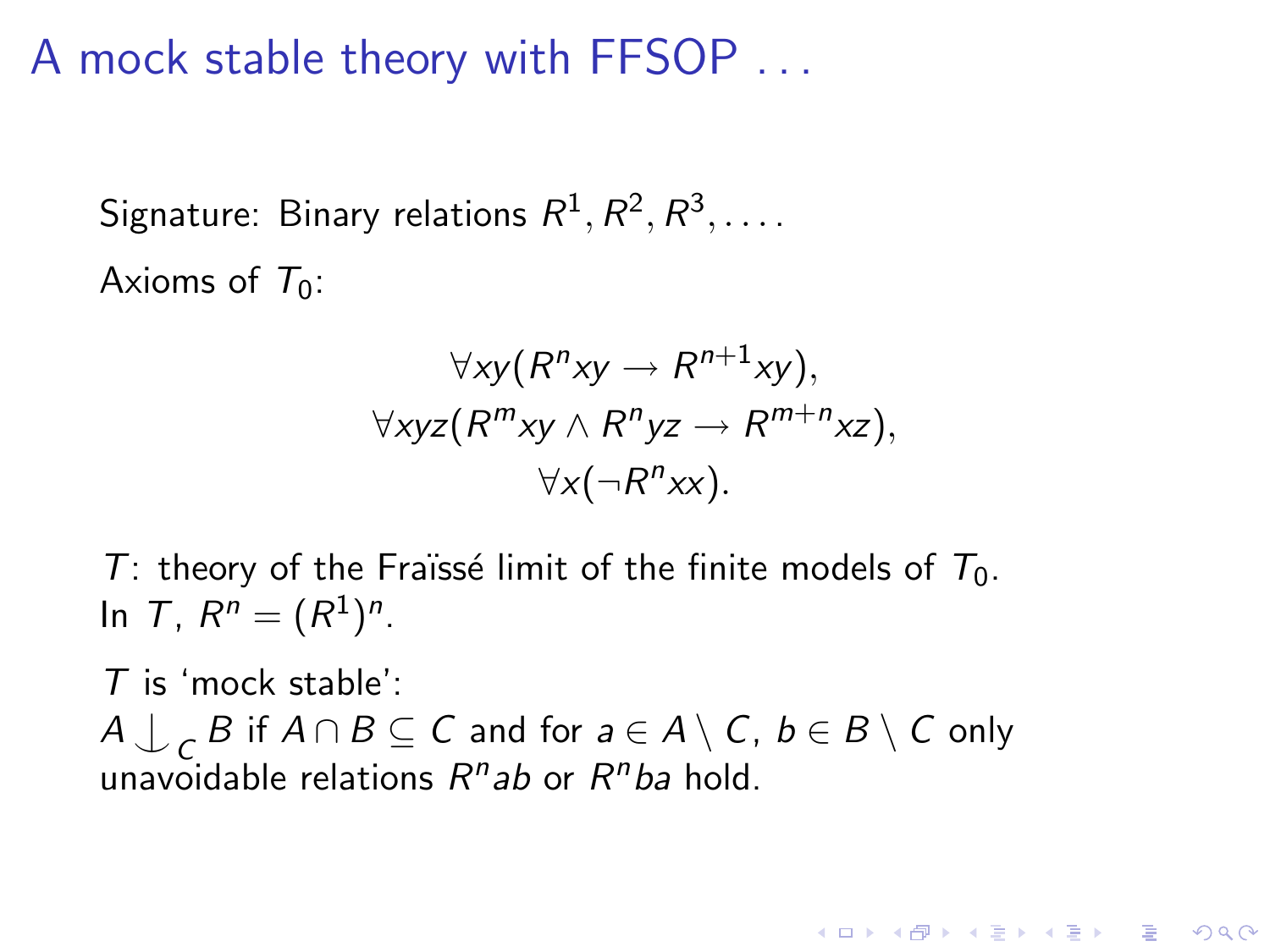# A mock stable theory with FFSOP . . .

Signature: Binary relations $R^1, R^2, R^3, \ldots$.

Axioms of $T_0$:

$$\forall xy(R^n xy \to R^{n+1} xy),$$
$$\forall xyz(R^m xy \wedge R^n yz \to R^{m+n} xz),$$
$$\forall x(\neg R^n xx).$$

$T$: theory of the Fraïssé limit of the finite models of $T_0$.
In $T$, $R^n = (R^1)^n$.

$T$ is 'mock stable':
$A \mathop{\smile\hspace{-0.9em}\mid\hspace{0.5em}}_C B$ if $A \cap B \subseteq C$ and for $a \in A \setminus C$, $b \in B \setminus C$ only unavoidable relations $R^n ab$ or $R^n ba$ hold.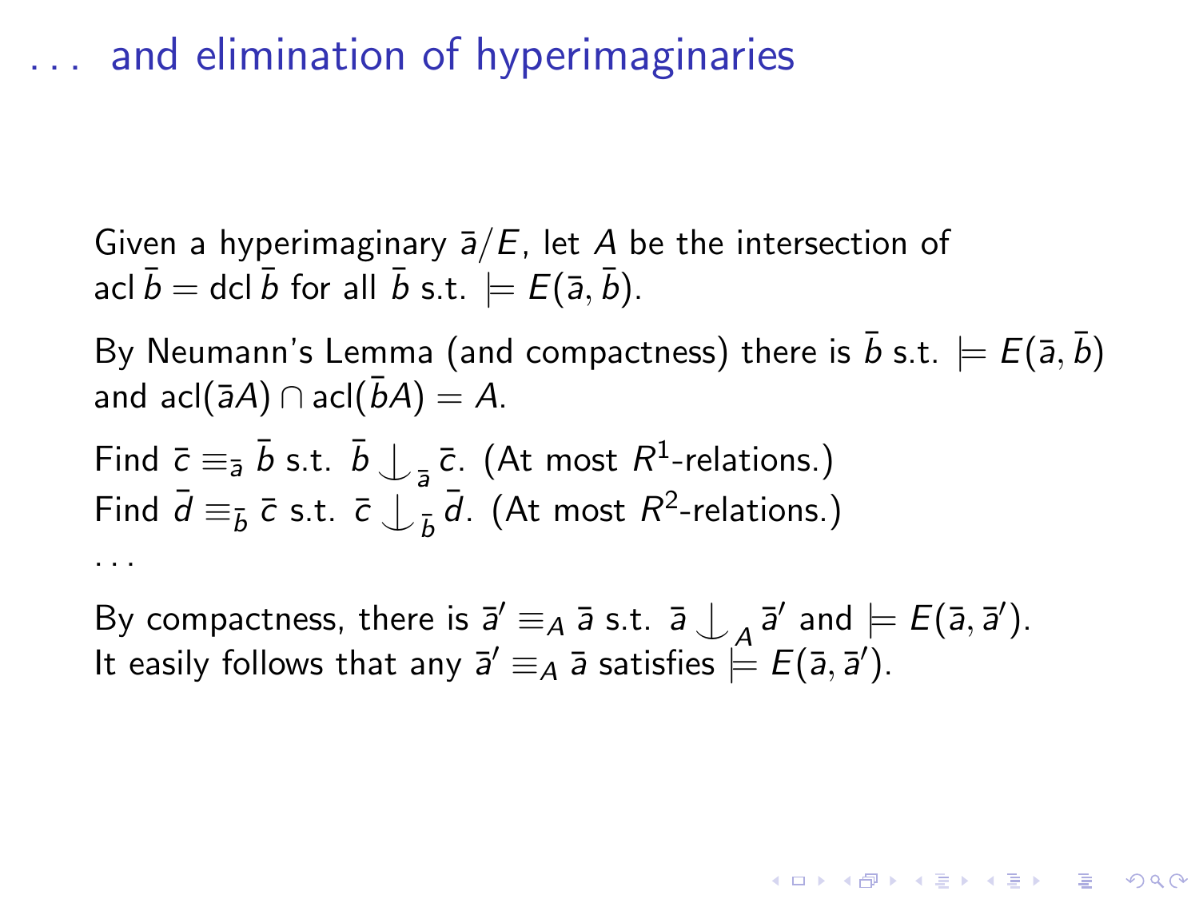# . . . and elimination of hyperimaginaries

Given a hyperimaginary $\bar{a}/E$, let $A$ be the intersection of $\operatorname{acl} \bar{b} = \operatorname{dcl} \bar{b}$ for all $\bar{b}$ s.t. $\models E(\bar{a}, \bar{b})$.

By Neumann's Lemma (and compactness) there is $\bar{b}$ s.t. $\models E(\bar{a}, \bar{b})$ and $\operatorname{acl}(\bar{a}A) \cap \operatorname{acl}(\bar{b}A) = A$.

Find $\bar{c} \equiv_{\bar{a}} \bar{b}$ s.t. $\bar{b} \mathop{\smile\hskip-0.9em\raise0.5ex\hbox{$\mid$}}_{\bar{a}} \bar{c}$. (At most $R^1$-relations.)
Find $\bar{d} \equiv_{\bar{b}} \bar{c}$ s.t. $\bar{c} \mathop{\smile\hskip-0.9em\raise0.5ex\hbox{$\mid$}}_{\bar{b}} \bar{d}$. (At most $R^2$-relations.)
. . .

By compactness, there is $\bar{a}' \equiv_A \bar{a}$ s.t. $\bar{a} \mathop{\smile\hskip-0.9em\raise0.5ex\hbox{$\mid$}}_{A} \bar{a}'$ and $\models E(\bar{a}, \bar{a}')$.
It easily follows that any $\bar{a}' \equiv_A \bar{a}$ satisfies $\models E(\bar{a}, \bar{a}')$.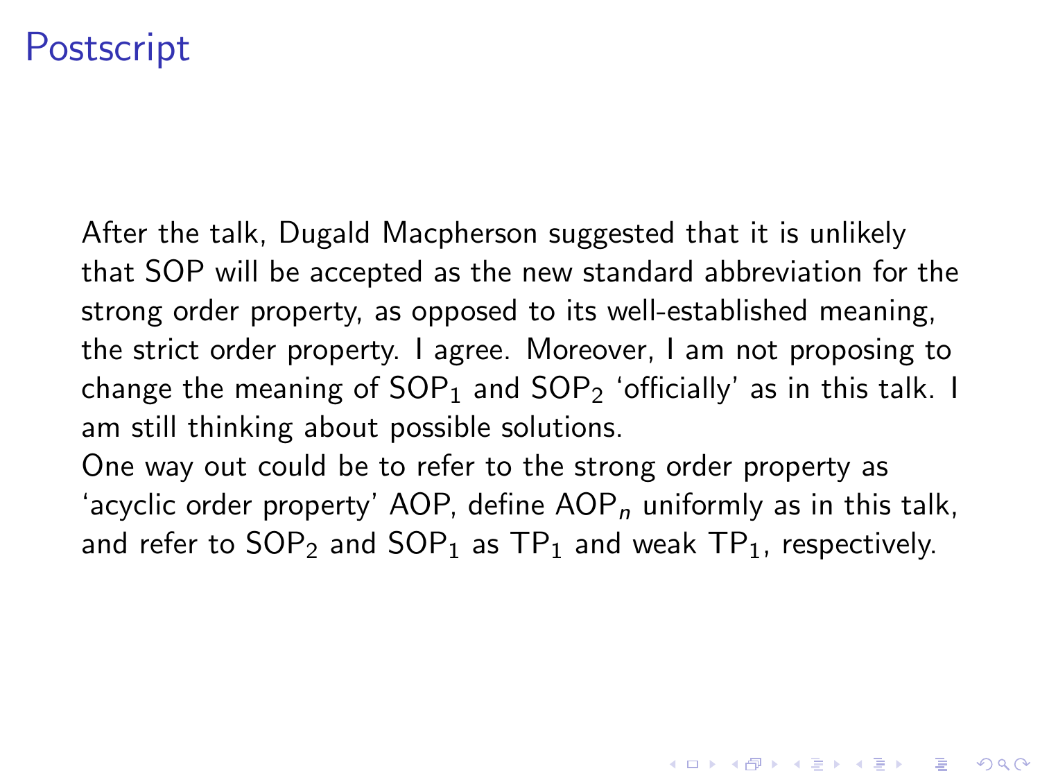# Postscript

After the talk, Dugald Macpherson suggested that it is unlikely that SOP will be accepted as the new standard abbreviation for the strong order property, as opposed to its well-established meaning, the strict order property. I agree. Moreover, I am not proposing to change the meaning of $\text{SOP}_1$ and $\text{SOP}_2$ 'officially' as in this talk. I am still thinking about possible solutions.

One way out could be to refer to the strong order property as 'acyclic order property' AOP, define $\text{AOP}_n$ uniformly as in this talk, and refer to $\text{SOP}_2$ and $\text{SOP}_1$ as $\text{TP}_1$ and weak $\text{TP}_1$, respectively.